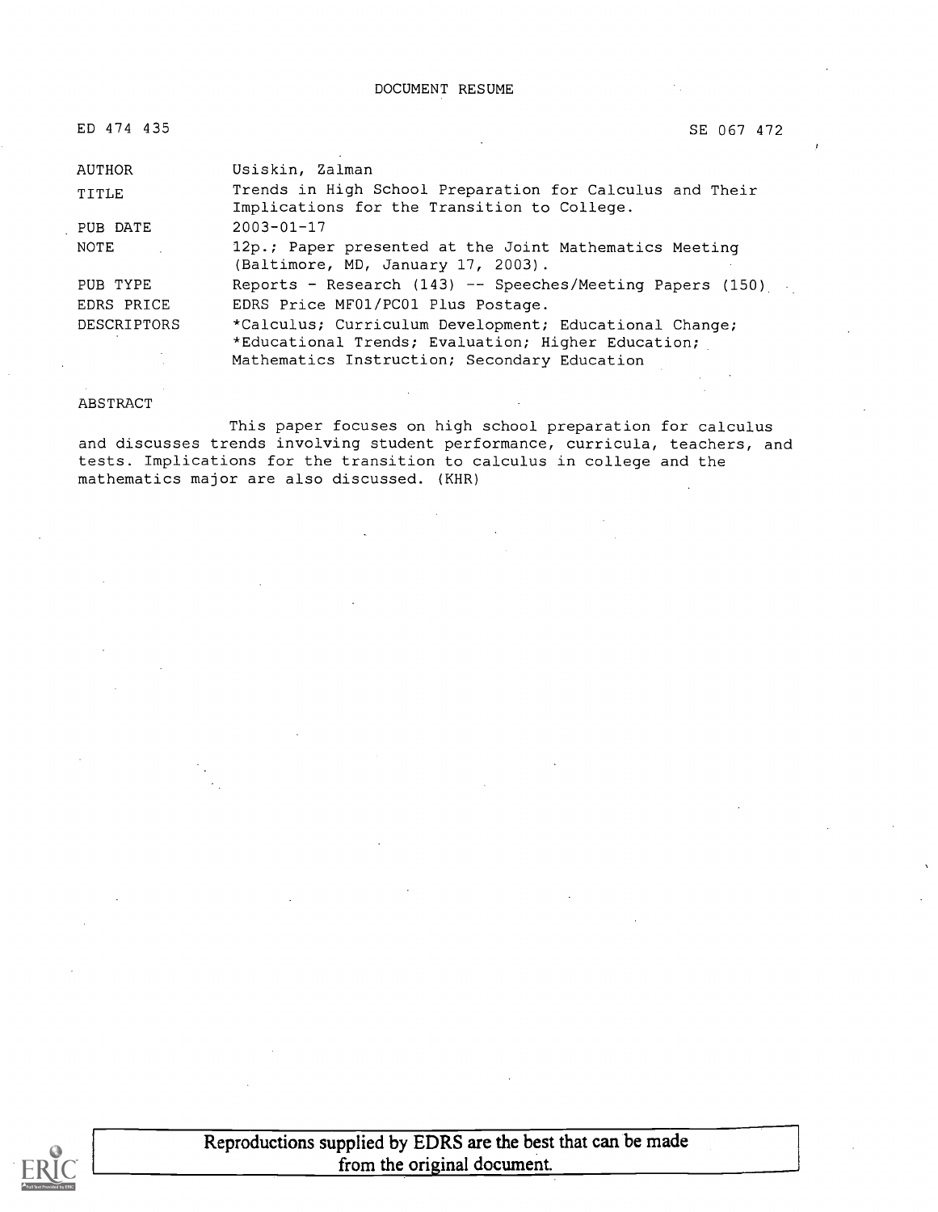DOCUMENT RESUME

| | |
|---|---|
| ED 474 435 | SE 067 472 |
| AUTHOR | Usiskin, Zalman |
| TITLE | Trends in High School Preparation for Calculus and Their Implications for the Transition to College. |
| PUB DATE | 2003-01-17 |
| NOTE | 12p.; Paper presented at the Joint Mathematics Meeting (Baltimore, MD, January 17, 2003). |
| PUB TYPE | Reports - Research (143) -- Speeches/Meeting Papers (150) |
| EDRS PRICE | EDRS Price MF01/PC01 Plus Postage. |
| DESCRIPTORS | *Calculus; Curriculum Development; Educational Change; *Educational Trends; Evaluation; Higher Education; Mathematics Instruction; Secondary Education |

ABSTRACT

This paper focuses on high school preparation for calculus and discusses trends involving student performance, curricula, teachers, and tests. Implications for the transition to calculus in college and the mathematics major are also discussed. (KHR)

Reproductions supplied by EDRS are the best that can be made from the original document.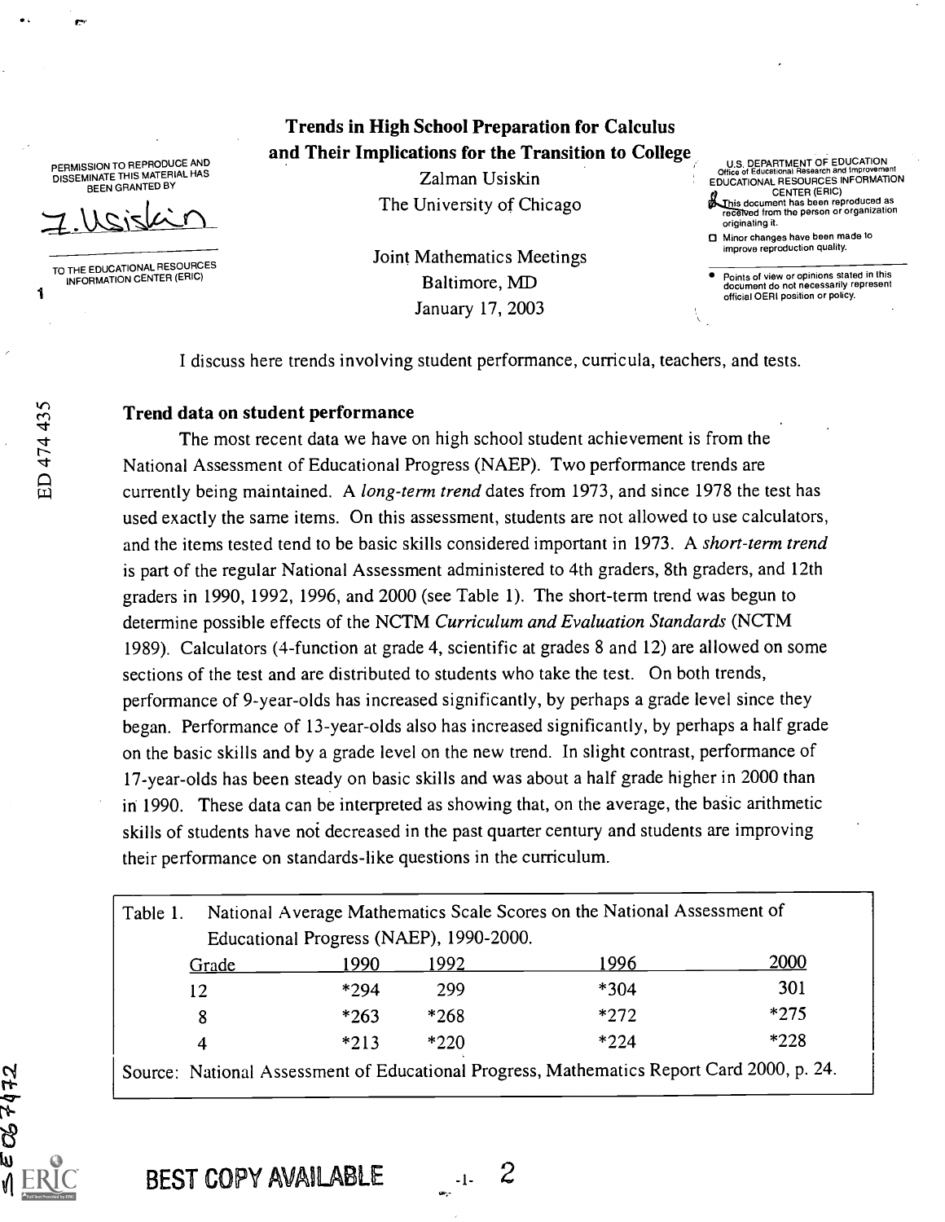# Trends in High School Preparation for Calculus and Their Implications for the Transition to College

Zalman Usiskin
The University of Chicago

Joint Mathematics Meetings
Baltimore, MD
January 17, 2003

I discuss here trends involving student performance, curricula, teachers, and tests.

## Trend data on student performance

The most recent data we have on high school student achievement is from the National Assessment of Educational Progress (NAEP). Two performance trends are currently being maintained. A *long-term trend* dates from 1973, and since 1978 the test has used exactly the same items. On this assessment, students are not allowed to use calculators, and the items tested tend to be basic skills considered important in 1973. A *short-term trend* is part of the regular National Assessment administered to 4th graders, 8th graders, and 12th graders in 1990, 1992, 1996, and 2000 (see Table 1). The short-term trend was begun to determine possible effects of the NCTM *Curriculum and Evaluation Standards* (NCTM 1989). Calculators (4-function at grade 4, scientific at grades 8 and 12) are allowed on some sections of the test and are distributed to students who take the test. On both trends, performance of 9-year-olds has increased significantly, by perhaps a grade level since they began. Performance of 13-year-olds also has increased significantly, by perhaps a half grade on the basic skills and by a grade level on the new trend. In slight contrast, performance of 17-year-olds has been steady on basic skills and was about a half grade higher in 2000 than in 1990. These data can be interpreted as showing that, on the average, the basic arithmetic skills of students have not decreased in the past quarter century and students are improving their performance on standards-like questions in the curriculum.

Table 1. National Average Mathematics Scale Scores on the National Assessment of Educational Progress (NAEP), 1990-2000.

| Grade | 1990 | 1992 | 1996 | 2000 |
|---|---|---|---|---|
| 12 | *294 | 299 | *304 | 301 |
| 8 | *263 | *268 | *272 | *275 |
| 4 | *213 | *220 | *224 | *228 |

Source: National Assessment of Educational Progress, Mathematics Report Card 2000, p. 24.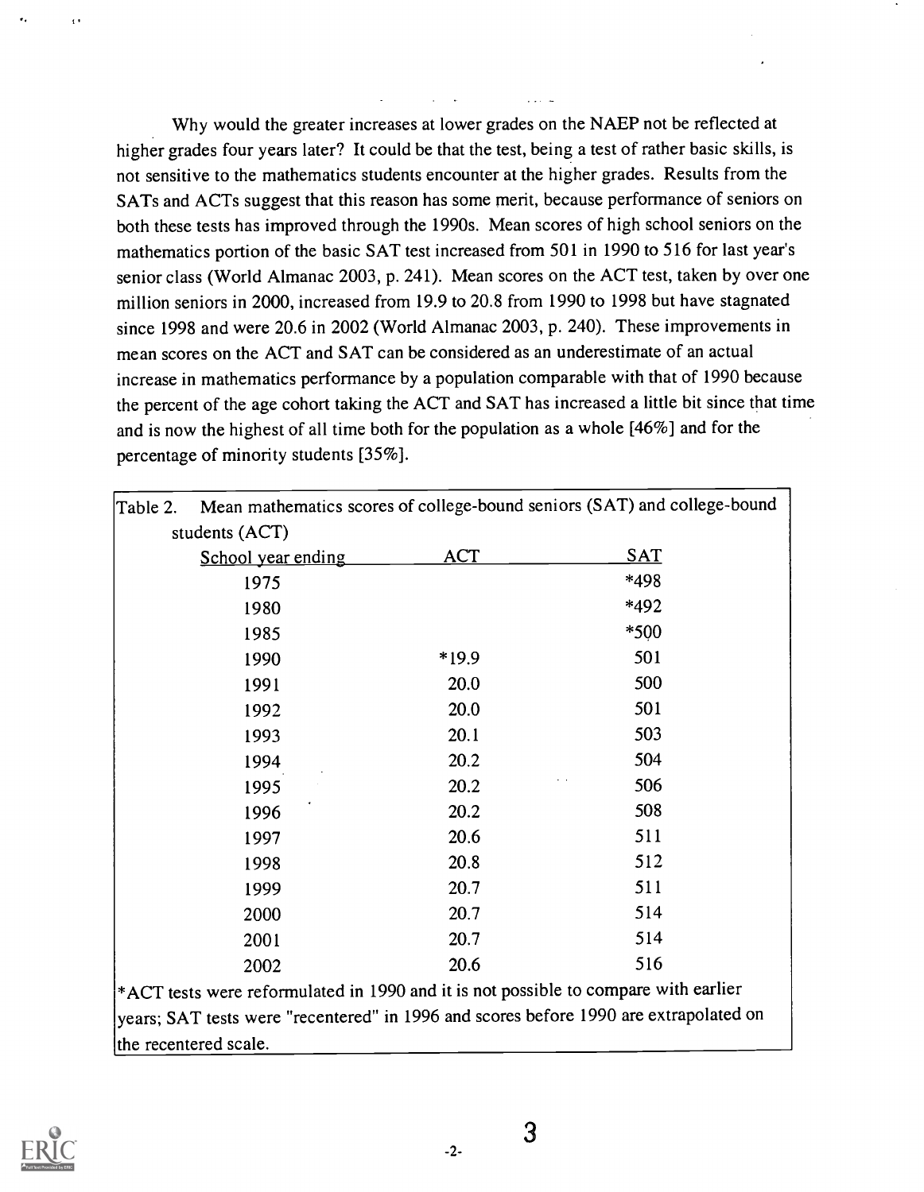Why would the greater increases at lower grades on the NAEP not be reflected at higher grades four years later? It could be that the test, being a test of rather basic skills, is not sensitive to the mathematics students encounter at the higher grades. Results from the SATs and ACTs suggest that this reason has some merit, because performance of seniors on both these tests has improved through the 1990s. Mean scores of high school seniors on the mathematics portion of the basic SAT test increased from 501 in 1990 to 516 for last year's senior class (World Almanac 2003, p. 241). Mean scores on the ACT test, taken by over one million seniors in 2000, increased from 19.9 to 20.8 from 1990 to 1998 but have stagnated since 1998 and were 20.6 in 2002 (World Almanac 2003, p. 240). These improvements in mean scores on the ACT and SAT can be considered as an underestimate of an actual increase in mathematics performance by a population comparable with that of 1990 because the percent of the age cohort taking the ACT and SAT has increased a little bit since that time and is now the highest of all time both for the population as a whole [46%] and for the percentage of minority students [35%].

Table 2. Mean mathematics scores of college-bound seniors (SAT) and college-bound students (ACT)

| School year ending | ACT | SAT |
|---|---|---|
| 1975 | | *498 |
| 1980 | | *492 |
| 1985 | | *500 |
| 1990 | *19.9 | 501 |
| 1991 | 20.0 | 500 |
| 1992 | 20.0 | 501 |
| 1993 | 20.1 | 503 |
| 1994 | 20.2 | 504 |
| 1995 | 20.2 | 506 |
| 1996 | 20.2 | 508 |
| 1997 | 20.6 | 511 |
| 1998 | 20.8 | 512 |
| 1999 | 20.7 | 511 |
| 2000 | 20.7 | 514 |
| 2001 | 20.7 | 514 |
| 2002 | 20.6 | 516 |

*ACT tests were reformulated in 1990 and it is not possible to compare with earlier years; SAT tests were "recentered" in 1996 and scores before 1990 are extrapolated on the recentered scale.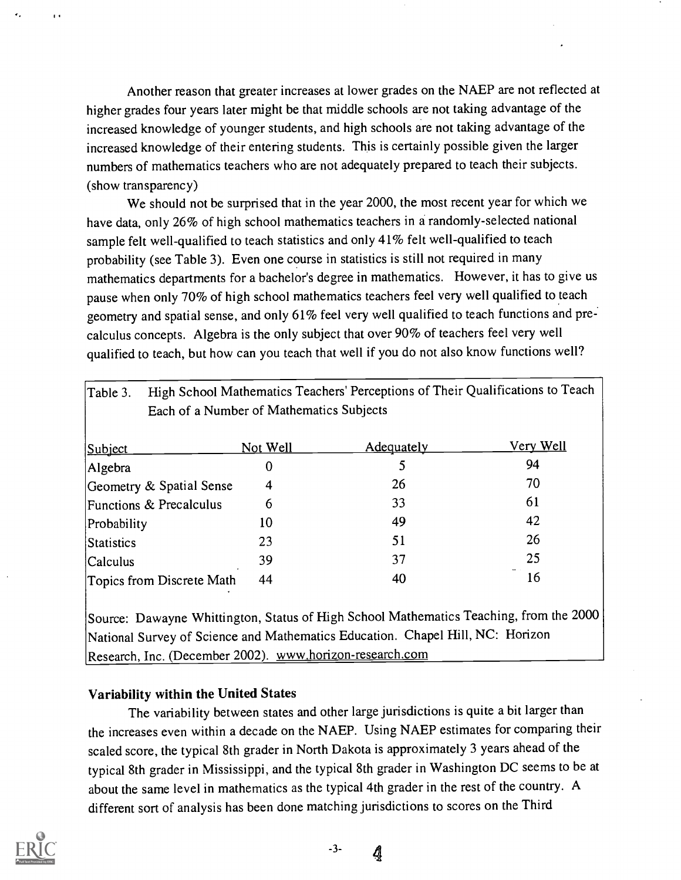Another reason that greater increases at lower grades on the NAEP are not reflected at higher grades four years later might be that middle schools are not taking advantage of the increased knowledge of younger students, and high schools are not taking advantage of the increased knowledge of their entering students. This is certainly possible given the larger numbers of mathematics teachers who are not adequately prepared to teach their subjects. (show transparency)

We should not be surprised that in the year 2000, the most recent year for which we have data, only 26% of high school mathematics teachers in a randomly-selected national sample felt well-qualified to teach statistics and only 41% felt well-qualified to teach probability (see Table 3). Even one course in statistics is still not required in many mathematics departments for a bachelor's degree in mathematics. However, it has to give us pause when only 70% of high school mathematics teachers feel very well qualified to teach geometry and spatial sense, and only 61% feel very well qualified to teach functions and pre-calculus concepts. Algebra is the only subject that over 90% of teachers feel very well qualified to teach, but how can you teach that well if you do not also know functions well?

Table 3. High School Mathematics Teachers' Perceptions of Their Qualifications to Teach Each of a Number of Mathematics Subjects

| Subject | Not Well | Adequately | Very Well |
|---|---|---|---|
| Algebra | 0 | 5 | 94 |
| Geometry & Spatial Sense | 4 | 26 | 70 |
| Functions & Precalculus | 6 | 33 | 61 |
| Probability | 10 | 49 | 42 |
| Statistics | 23 | 51 | 26 |
| Calculus | 39 | 37 | 25 |
| Topics from Discrete Math | 44 | 40 | 16 |

Source: Dawayne Whittington, Status of High School Mathematics Teaching, from the 2000 National Survey of Science and Mathematics Education. Chapel Hill, NC: Horizon Research, Inc. (December 2002). www.horizon-research.com

### Variability within the United States

The variability between states and other large jurisdictions is quite a bit larger than the increases even within a decade on the NAEP. Using NAEP estimates for comparing their scaled score, the typical 8th grader in North Dakota is approximately 3 years ahead of the typical 8th grader in Mississippi, and the typical 8th grader in Washington DC seems to be at about the same level in mathematics as the typical 4th grader in the rest of the country. A different sort of analysis has been done matching jurisdictions to scores on the Third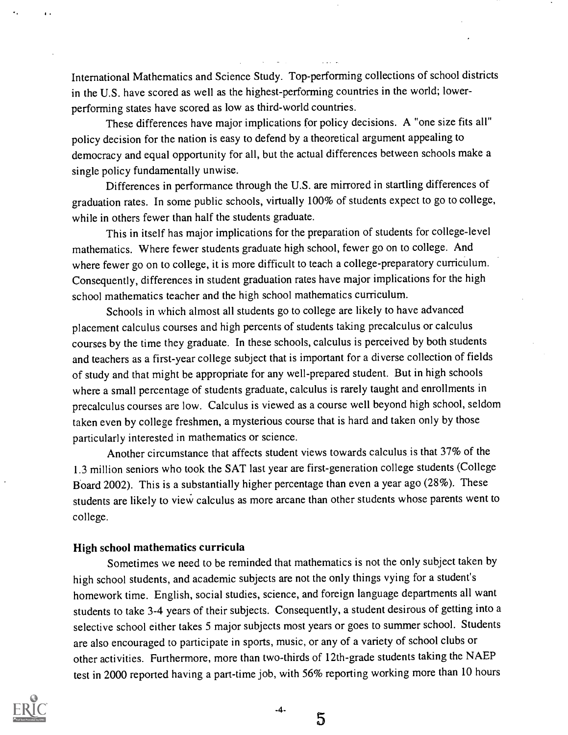International Mathematics and Science Study. Top-performing collections of school districts in the U.S. have scored as well as the highest-performing countries in the world; lower-performing states have scored as low as third-world countries.

These differences have major implications for policy decisions. A "one size fits all" policy decision for the nation is easy to defend by a theoretical argument appealing to democracy and equal opportunity for all, but the actual differences between schools make a single policy fundamentally unwise.

Differences in performance through the U.S. are mirrored in startling differences of graduation rates. In some public schools, virtually 100% of students expect to go to college, while in others fewer than half the students graduate.

This in itself has major implications for the preparation of students for college-level mathematics. Where fewer students graduate high school, fewer go on to college. And where fewer go on to college, it is more difficult to teach a college-preparatory curriculum. Consequently, differences in student graduation rates have major implications for the high school mathematics teacher and the high school mathematics curriculum.

Schools in which almost all students go to college are likely to have advanced placement calculus courses and high percents of students taking precalculus or calculus courses by the time they graduate. In these schools, calculus is perceived by both students and teachers as a first-year college subject that is important for a diverse collection of fields of study and that might be appropriate for any well-prepared student. But in high schools where a small percentage of students graduate, calculus is rarely taught and enrollments in precalculus courses are low. Calculus is viewed as a course well beyond high school, seldom taken even by college freshmen, a mysterious course that is hard and taken only by those particularly interested in mathematics or science.

Another circumstance that affects student views towards calculus is that 37% of the 1.3 million seniors who took the SAT last year are first-generation college students (College Board 2002). This is a substantially higher percentage than even a year ago (28%). These students are likely to view calculus as more arcane than other students whose parents went to college.

### High school mathematics curricula

Sometimes we need to be reminded that mathematics is not the only subject taken by high school students, and academic subjects are not the only things vying for a student's homework time. English, social studies, science, and foreign language departments all want students to take 3-4 years of their subjects. Consequently, a student desirous of getting into a selective school either takes 5 major subjects most years or goes to summer school. Students are also encouraged to participate in sports, music, or any of a variety of school clubs or other activities. Furthermore, more than two-thirds of 12th-grade students taking the NAEP test in 2000 reported having a part-time job, with 56% reporting working more than 10 hours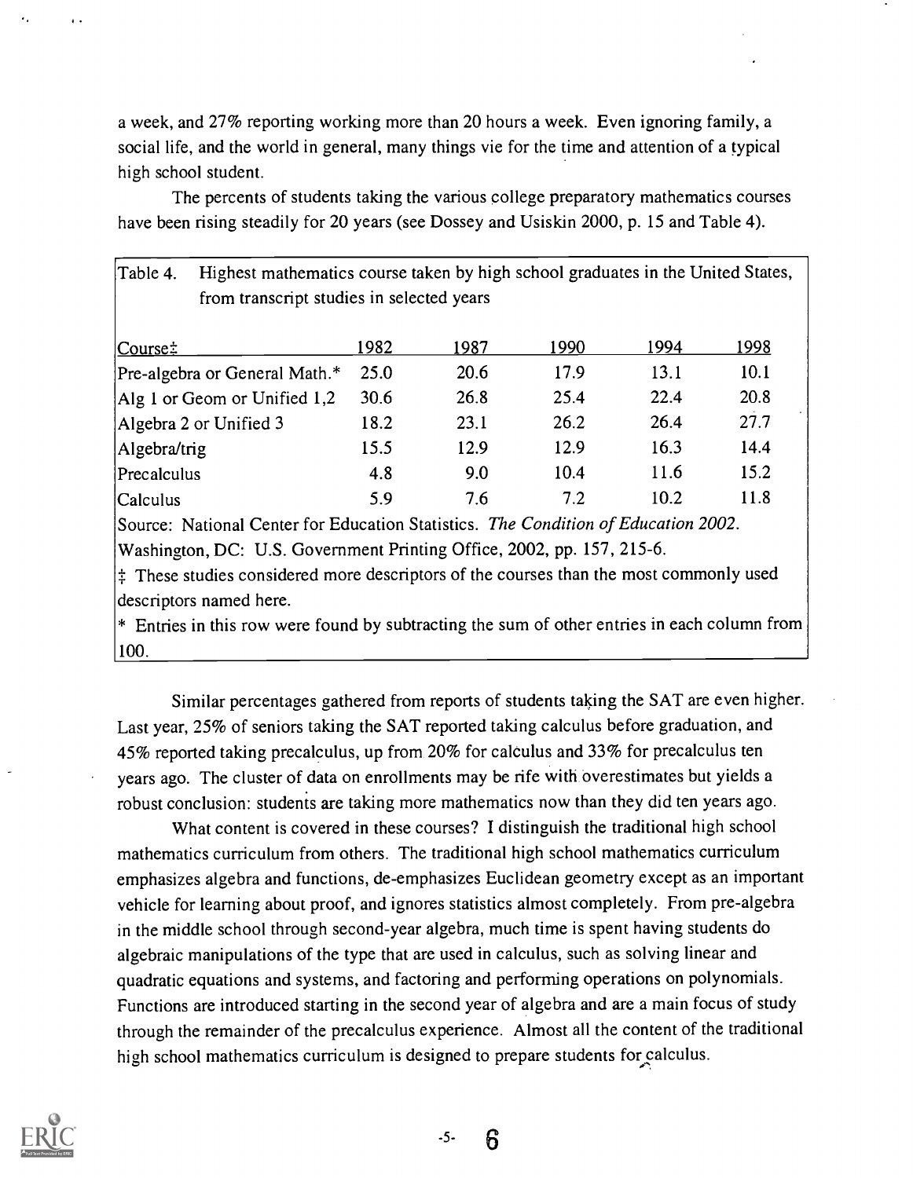a week, and 27% reporting working more than 20 hours a week. Even ignoring family, a social life, and the world in general, many things vie for the time and attention of a typical high school student.

The percents of students taking the various college preparatory mathematics courses have been rising steadily for 20 years (see Dossey and Usiskin 2000, p. 15 and Table 4).

Table 4. Highest mathematics course taken by high school graduates in the United States, from transcript studies in selected years

| Course‡ | 1982 | 1987 | 1990 | 1994 | 1998 |
|---|---|---|---|---|---|
| Pre-algebra or General Math.* | 25.0 | 20.6 | 17.9 | 13.1 | 10.1 |
| Alg 1 or Geom or Unified 1,2 | 30.6 | 26.8 | 25.4 | 22.4 | 20.8 |
| Algebra 2 or Unified 3 | 18.2 | 23.1 | 26.2 | 26.4 | 27.7 |
| Algebra/trig | 15.5 | 12.9 | 12.9 | 16.3 | 14.4 |
| Precalculus | 4.8 | 9.0 | 10.4 | 11.6 | 15.2 |
| Calculus | 5.9 | 7.6 | 7.2 | 10.2 | 11.8 |

Source: National Center for Education Statistics. *The Condition of Education 2002.* Washington, DC: U.S. Government Printing Office, 2002, pp. 157, 215-6.

‡ These studies considered more descriptors of the courses than the most commonly used descriptors named here.

* Entries in this row were found by subtracting the sum of other entries in each column from 100.

Similar percentages gathered from reports of students taking the SAT are even higher. Last year, 25% of seniors taking the SAT reported taking calculus before graduation, and 45% reported taking precalculus, up from 20% for calculus and 33% for precalculus ten years ago. The cluster of data on enrollments may be rife with overestimates but yields a robust conclusion: students are taking more mathematics now than they did ten years ago.

What content is covered in these courses? I distinguish the traditional high school mathematics curriculum from others. The traditional high school mathematics curriculum emphasizes algebra and functions, de-emphasizes Euclidean geometry except as an important vehicle for learning about proof, and ignores statistics almost completely. From pre-algebra in the middle school through second-year algebra, much time is spent having students do algebraic manipulations of the type that are used in calculus, such as solving linear and quadratic equations and systems, and factoring and performing operations on polynomials. Functions are introduced starting in the second year of algebra and are a main focus of study through the remainder of the precalculus experience. Almost all the content of the traditional high school mathematics curriculum is designed to prepare students for calculus.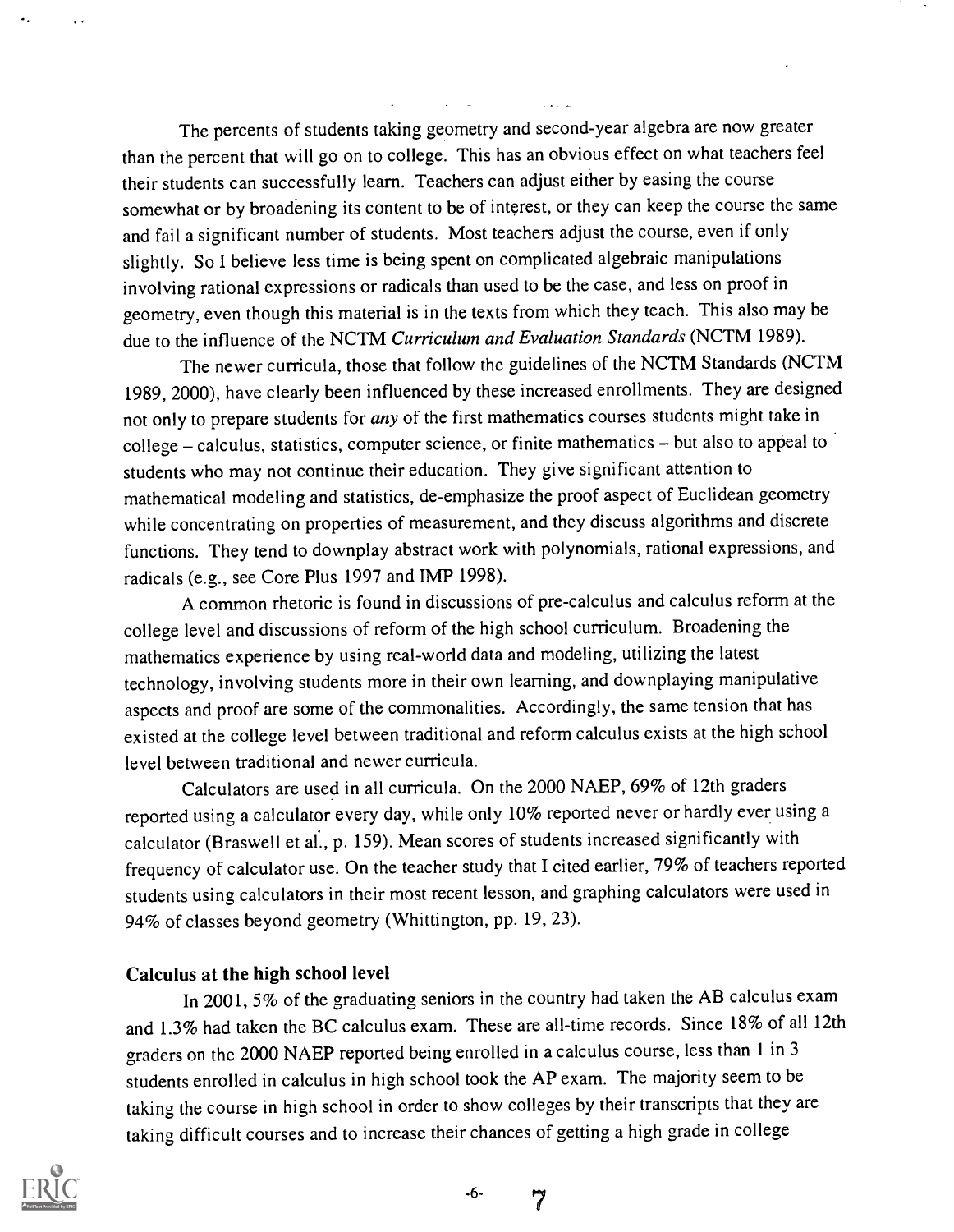The percents of students taking geometry and second-year algebra are now greater than the percent that will go on to college. This has an obvious effect on what teachers feel their students can successfully learn. Teachers can adjust either by easing the course somewhat or by broadening its content to be of interest, or they can keep the course the same and fail a significant number of students. Most teachers adjust the course, even if only slightly. So I believe less time is being spent on complicated algebraic manipulations involving rational expressions or radicals than used to be the case, and less on proof in geometry, even though this material is in the texts from which they teach. This also may be due to the influence of the NCTM *Curriculum and Evaluation Standards* (NCTM 1989).

The newer curricula, those that follow the guidelines of the NCTM Standards (NCTM 1989, 2000), have clearly been influenced by these increased enrollments. They are designed not only to prepare students for *any* of the first mathematics courses students might take in college – calculus, statistics, computer science, or finite mathematics – but also to appeal to students who may not continue their education. They give significant attention to mathematical modeling and statistics, de-emphasize the proof aspect of Euclidean geometry while concentrating on properties of measurement, and they discuss algorithms and discrete functions. They tend to downplay abstract work with polynomials, rational expressions, and radicals (e.g., see Core Plus 1997 and IMP 1998).

A common rhetoric is found in discussions of pre-calculus and calculus reform at the college level and discussions of reform of the high school curriculum. Broadening the mathematics experience by using real-world data and modeling, utilizing the latest technology, involving students more in their own learning, and downplaying manipulative aspects and proof are some of the commonalities. Accordingly, the same tension that has existed at the college level between traditional and reform calculus exists at the high school level between traditional and newer curricula.

Calculators are used in all curricula. On the 2000 NAEP, 69% of 12th graders reported using a calculator every day, while only 10% reported never or hardly ever using a calculator (Braswell et al., p. 159). Mean scores of students increased significantly with frequency of calculator use. On the teacher study that I cited earlier, 79% of teachers reported students using calculators in their most recent lesson, and graphing calculators were used in 94% of classes beyond geometry (Whittington, pp. 19, 23).

### Calculus at the high school level

In 2001, 5% of the graduating seniors in the country had taken the AB calculus exam and 1.3% had taken the BC calculus exam. These are all-time records. Since 18% of all 12th graders on the 2000 NAEP reported being enrolled in a calculus course, less than 1 in 3 students enrolled in calculus in high school took the AP exam. The majority seem to be taking the course in high school in order to show colleges by their transcripts that they are taking difficult courses and to increase their chances of getting a high grade in college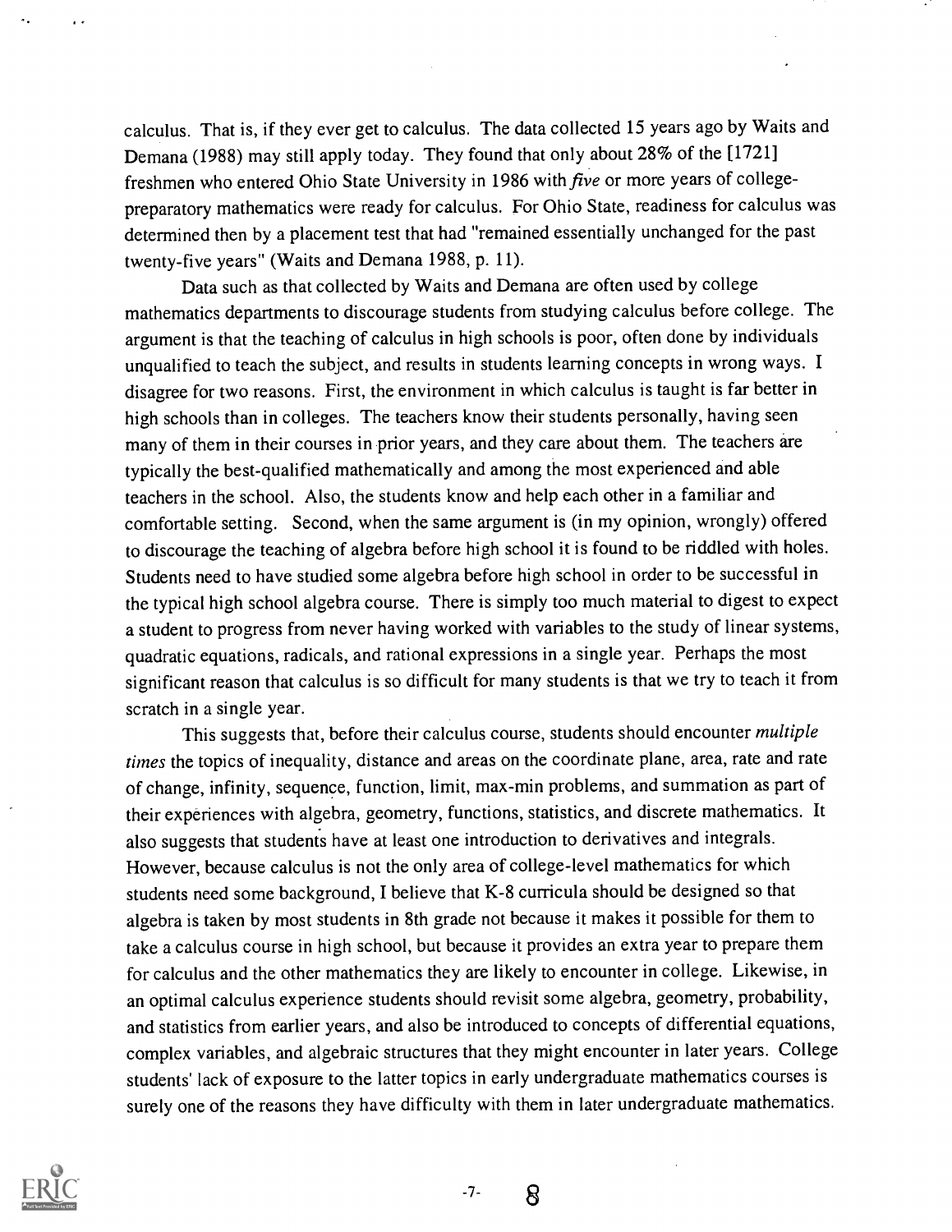calculus. That is, if they ever get to calculus. The data collected 15 years ago by Waits and Demana (1988) may still apply today. They found that only about 28% of the [1721] freshmen who entered Ohio State University in 1986 with *five* or more years of college-preparatory mathematics were ready for calculus. For Ohio State, readiness for calculus was determined then by a placement test that had "remained essentially unchanged for the past twenty-five years" (Waits and Demana 1988, p. 11).

Data such as that collected by Waits and Demana are often used by college mathematics departments to discourage students from studying calculus before college. The argument is that the teaching of calculus in high schools is poor, often done by individuals unqualified to teach the subject, and results in students learning concepts in wrong ways. I disagree for two reasons. First, the environment in which calculus is taught is far better in high schools than in colleges. The teachers know their students personally, having seen many of them in their courses in prior years, and they care about them. The teachers are typically the best-qualified mathematically and among the most experienced and able teachers in the school. Also, the students know and help each other in a familiar and comfortable setting. Second, when the same argument is (in my opinion, wrongly) offered to discourage the teaching of algebra before high school it is found to be riddled with holes. Students need to have studied some algebra before high school in order to be successful in the typical high school algebra course. There is simply too much material to digest to expect a student to progress from never having worked with variables to the study of linear systems, quadratic equations, radicals, and rational expressions in a single year. Perhaps the most significant reason that calculus is so difficult for many students is that we try to teach it from scratch in a single year.

This suggests that, before their calculus course, students should encounter *multiple times* the topics of inequality, distance and areas on the coordinate plane, area, rate and rate of change, infinity, sequence, function, limit, max-min problems, and summation as part of their experiences with algebra, geometry, functions, statistics, and discrete mathematics. It also suggests that students have at least one introduction to derivatives and integrals. However, because calculus is not the only area of college-level mathematics for which students need some background, I believe that K-8 curricula should be designed so that algebra is taken by most students in 8th grade not because it makes it possible for them to take a calculus course in high school, but because it provides an extra year to prepare them for calculus and the other mathematics they are likely to encounter in college. Likewise, in an optimal calculus experience students should revisit some algebra, geometry, probability, and statistics from earlier years, and also be introduced to concepts of differential equations, complex variables, and algebraic structures that they might encounter in later years. College students' lack of exposure to the latter topics in early undergraduate mathematics courses is surely one of the reasons they have difficulty with them in later undergraduate mathematics.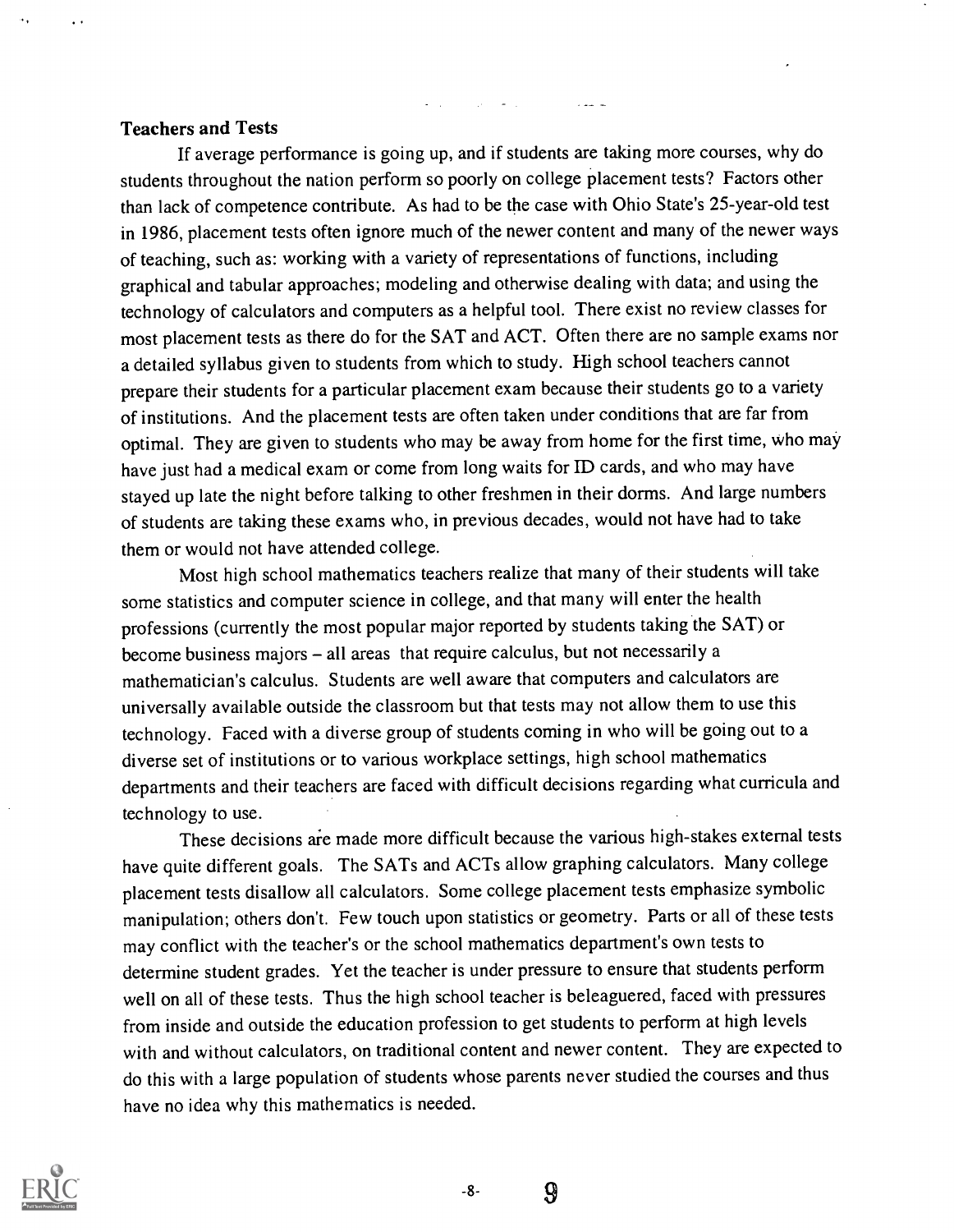### Teachers and Tests

If average performance is going up, and if students are taking more courses, why do students throughout the nation perform so poorly on college placement tests? Factors other than lack of competence contribute. As had to be the case with Ohio State's 25-year-old test in 1986, placement tests often ignore much of the newer content and many of the newer ways of teaching, such as: working with a variety of representations of functions, including graphical and tabular approaches; modeling and otherwise dealing with data; and using the technology of calculators and computers as a helpful tool. There exist no review classes for most placement tests as there do for the SAT and ACT. Often there are no sample exams nor a detailed syllabus given to students from which to study. High school teachers cannot prepare their students for a particular placement exam because their students go to a variety of institutions. And the placement tests are often taken under conditions that are far from optimal. They are given to students who may be away from home for the first time, who may have just had a medical exam or come from long waits for ID cards, and who may have stayed up late the night before talking to other freshmen in their dorms. And large numbers of students are taking these exams who, in previous decades, would not have had to take them or would not have attended college.

Most high school mathematics teachers realize that many of their students will take some statistics and computer science in college, and that many will enter the health professions (currently the most popular major reported by students taking the SAT) or become business majors – all areas that require calculus, but not necessarily a mathematician's calculus. Students are well aware that computers and calculators are universally available outside the classroom but that tests may not allow them to use this technology. Faced with a diverse group of students coming in who will be going out to a diverse set of institutions or to various workplace settings, high school mathematics departments and their teachers are faced with difficult decisions regarding what curricula and technology to use.

These decisions are made more difficult because the various high-stakes external tests have quite different goals. The SATs and ACTs allow graphing calculators. Many college placement tests disallow all calculators. Some college placement tests emphasize symbolic manipulation; others don't. Few touch upon statistics or geometry. Parts or all of these tests may conflict with the teacher's or the school mathematics department's own tests to determine student grades. Yet the teacher is under pressure to ensure that students perform well on all of these tests. Thus the high school teacher is beleaguered, faced with pressures from inside and outside the education profession to get students to perform at high levels with and without calculators, on traditional content and newer content. They are expected to do this with a large population of students whose parents never studied the courses and thus have no idea why this mathematics is needed.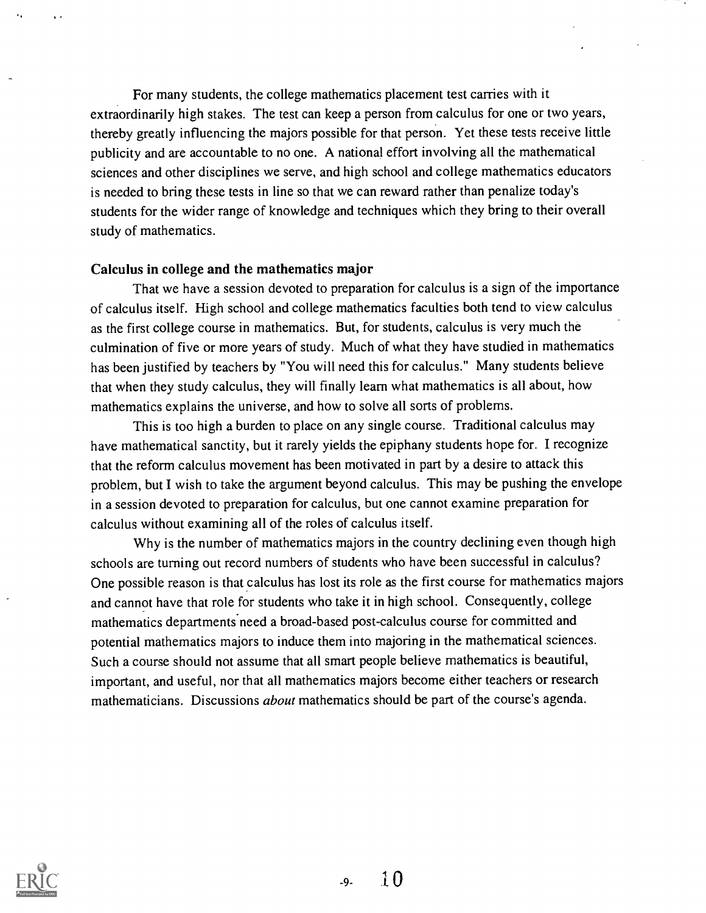For many students, the college mathematics placement test carries with it extraordinarily high stakes. The test can keep a person from calculus for one or two years, thereby greatly influencing the majors possible for that person. Yet these tests receive little publicity and are accountable to no one. A national effort involving all the mathematical sciences and other disciplines we serve, and high school and college mathematics educators is needed to bring these tests in line so that we can reward rather than penalize today's students for the wider range of knowledge and techniques which they bring to their overall study of mathematics.

### Calculus in college and the mathematics major

That we have a session devoted to preparation for calculus is a sign of the importance of calculus itself. High school and college mathematics faculties both tend to view calculus as the first college course in mathematics. But, for students, calculus is very much the culmination of five or more years of study. Much of what they have studied in mathematics has been justified by teachers by "You will need this for calculus." Many students believe that when they study calculus, they will finally learn what mathematics is all about, how mathematics explains the universe, and how to solve all sorts of problems.

This is too high a burden to place on any single course. Traditional calculus may have mathematical sanctity, but it rarely yields the epiphany students hope for. I recognize that the reform calculus movement has been motivated in part by a desire to attack this problem, but I wish to take the argument beyond calculus. This may be pushing the envelope in a session devoted to preparation for calculus, but one cannot examine preparation for calculus without examining all of the roles of calculus itself.

Why is the number of mathematics majors in the country declining even though high schools are turning out record numbers of students who have been successful in calculus? One possible reason is that calculus has lost its role as the first course for mathematics majors and cannot have that role for students who take it in high school. Consequently, college mathematics departments need a broad-based post-calculus course for committed and potential mathematics majors to induce them into majoring in the mathematical sciences. Such a course should not assume that all smart people believe mathematics is beautiful, important, and useful, nor that all mathematics majors become either teachers or research mathematicians. Discussions *about* mathematics should be part of the course's agenda.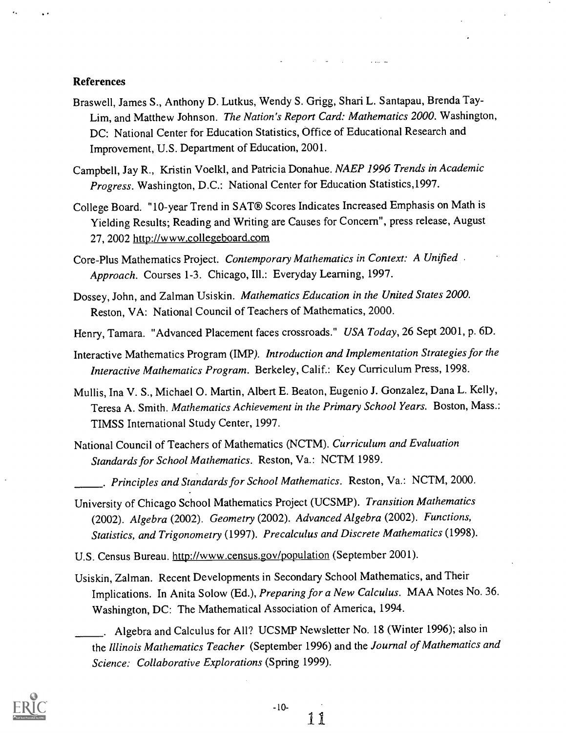## References

Braswell, James S., Anthony D. Lutkus, Wendy S. Grigg, Shari L. Santapau, Brenda Tay-Lim, and Matthew Johnson. *The Nation's Report Card: Mathematics 2000*. Washington, DC: National Center for Education Statistics, Office of Educational Research and Improvement, U.S. Department of Education, 2001.

Campbell, Jay R., Kristin Voelkl, and Patricia Donahue. *NAEP 1996 Trends in Academic Progress*. Washington, D.C.: National Center for Education Statistics,1997.

College Board. "10-year Trend in SAT® Scores Indicates Increased Emphasis on Math is Yielding Results; Reading and Writing are Causes for Concern", press release, August 27, 2002 http://www.collegeboard.com

Core-Plus Mathematics Project. *Contemporary Mathematics in Context: A Unified Approach*. Courses 1-3. Chicago, Ill.: Everyday Learning, 1997.

Dossey, John, and Zalman Usiskin. *Mathematics Education in the United States 2000*. Reston, VA: National Council of Teachers of Mathematics, 2000.

Henry, Tamara. "Advanced Placement faces crossroads." *USA Today*, 26 Sept 2001, p. 6D.

Interactive Mathematics Program (IMP). *Introduction and Implementation Strategies for the Interactive Mathematics Program*. Berkeley, Calif.: Key Curriculum Press, 1998.

Mullis, Ina V. S., Michael O. Martin, Albert E. Beaton, Eugenio J. Gonzalez, Dana L. Kelly, Teresa A. Smith. *Mathematics Achievement in the Primary School Years*. Boston, Mass.: TIMSS International Study Center, 1997.

National Council of Teachers of Mathematics (NCTM). *Curriculum and Evaluation Standards for School Mathematics*. Reston, Va.: NCTM 1989.

_____. *Principles and Standards for School Mathematics*. Reston, Va.: NCTM, 2000.

University of Chicago School Mathematics Project (UCSMP). *Transition Mathematics* (2002). *Algebra* (2002). *Geometry* (2002). *Advanced Algebra* (2002). *Functions, Statistics, and Trigonometry* (1997). *Precalculus and Discrete Mathematics* (1998).

U.S. Census Bureau. http://www.census.gov/population (September 2001).

Usiskin, Zalman. Recent Developments in Secondary School Mathematics, and Their Implications. In Anita Solow (Ed.), *Preparing for a New Calculus*. MAA Notes No. 36. Washington, DC: The Mathematical Association of America, 1994.

_____. Algebra and Calculus for All? UCSMP Newsletter No. 18 (Winter 1996); also in the *Illinois Mathematics Teacher* (September 1996) and the *Journal of Mathematics and Science: Collaborative Explorations* (Spring 1999).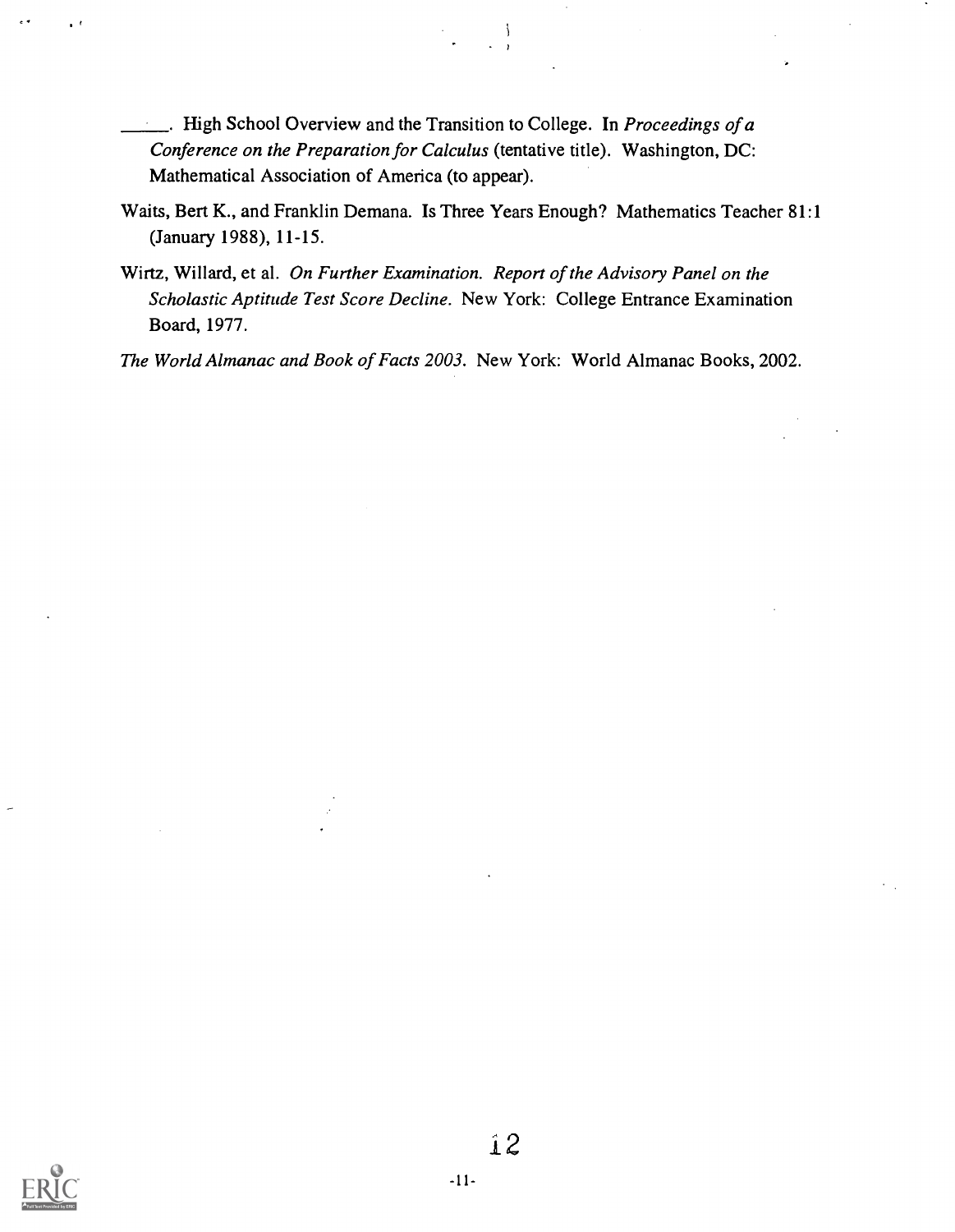\_\_\_\_\_. High School Overview and the Transition to College. In *Proceedings of a Conference on the Preparation for Calculus* (tentative title). Washington, DC: Mathematical Association of America (to appear).

Waits, Bert K., and Franklin Demana. Is Three Years Enough? Mathematics Teacher 81:1 (January 1988), 11-15.

Wirtz, Willard, et al. *On Further Examination. Report of the Advisory Panel on the Scholastic Aptitude Test Score Decline*. New York: College Entrance Examination Board, 1977.

*The World Almanac and Book of Facts 2003*. New York: World Almanac Books, 2002.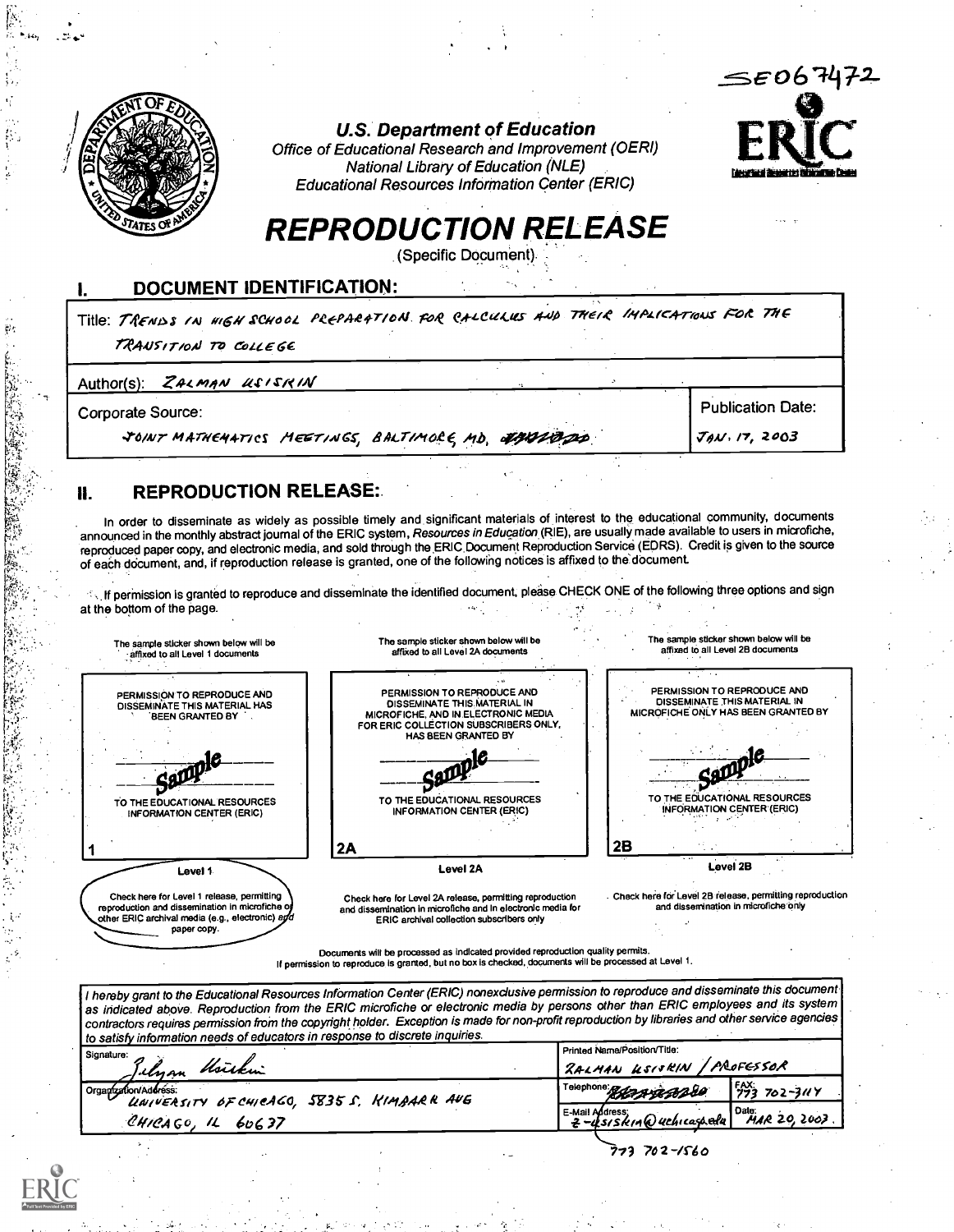SE067472

U.S. Department of Education
Office of Educational Research and Improvement (OERI)
National Library of Education (NLE)
Educational Resources Information Center (ERIC)

ERIC

# REPRODUCTION RELEASE

(Specific Document)

## I. DOCUMENT IDENTIFICATION:

Title: TRENDS IN HIGH SCHOOL PREPARATION FOR CALCULUS AND THEIR IMPLICATIONS FOR THE TRANSITION TO COLLEGE

Author(s): ZALMAN USISKIN

| Corporate Source: | Publication Date: |
|---|---|
| JOINT MATHEMATICS MEETINGS, BALTIMORE MD, | JAN. 17, 2003 |

## II. REPRODUCTION RELEASE:

In order to disseminate as widely as possible timely and significant materials of interest to the educational community, documents announced in the monthly abstract journal of the ERIC system, *Resources in Education* (RIE), are usually made available to users in microfiche, reproduced paper copy, and electronic media, and sold through the ERIC Document Reproduction Service (EDRS). Credit is given to the source of each document, and, if reproduction release is granted, one of the following notices is affixed to the document.

If permission is granted to reproduce and disseminate the identified document, please CHECK ONE of the following three options and sign at the bottom of the page.

| The sample sticker shown below will be affixed to all Level 1 documents | The sample sticker shown below will be affixed to all Level 2A documents | The sample sticker shown below will be affixed to all Level 2B documents |
|---|---|---|
| PERMISSION TO REPRODUCE AND DISSEMINATE THIS MATERIAL HAS BEEN GRANTED BY Sample TO THE EDUCATIONAL RESOURCES INFORMATION CENTER (ERIC) | PERMISSION TO REPRODUCE AND DISSEMINATE THIS MATERIAL IN MICROFICHE, AND IN ELECTRONIC MEDIA FOR ERIC COLLECTION SUBSCRIBERS ONLY, HAS BEEN GRANTED BY Sample TO THE EDUCATIONAL RESOURCES INFORMATION CENTER (ERIC) | PERMISSION TO REPRODUCE AND DISSEMINATE THIS MATERIAL IN MICROFICHE ONLY HAS BEEN GRANTED BY Sample TO THE EDUCATIONAL RESOURCES INFORMATION CENTER (ERIC) |
| 1 | 2A | 2B |
| Level 1 | Level 2A | Level 2B |
| Check here for Level 1 release, permitting reproduction and dissemination in microfiche or other ERIC archival media (e.g., electronic) and paper copy. | Check here for Level 2A release, permitting reproduction and dissemination in microfiche and in electronic media for ERIC archival collection subscribers only | Check here for Level 2B release, permitting reproduction and dissemination in microfiche only |

Documents will be processed as indicated provided reproduction quality permits.
If permission to reproduce is granted, but no box is checked, documents will be processed at Level 1.

*I hereby grant to the Educational Resources Information Center (ERIC) nonexclusive permission to reproduce and disseminate this document as indicated above. Reproduction from the ERIC microfiche or electronic media by persons other than ERIC employees and its system contractors requires permission from the copyright holder. Exception is made for non-profit reproduction by libraries and other service agencies to satisfy information needs of educators in response to discrete inquiries.*

| Signature: Zalman Usiskin | Printed Name/Position/Title: ZALMAN USISKIN / PROFESSOR | |
|---|---|---|
| Organization/Address: UNIVERSITY OF CHICAGO, 5835 S. KIMBARK AVE CHICAGO, IL 60637 | Telephone: 773 702-1560 | FAX: 773 702-3114 |
| | E-Mail Address: z-usiskin@uchicago.edu | Date: MAR 20, 2003 |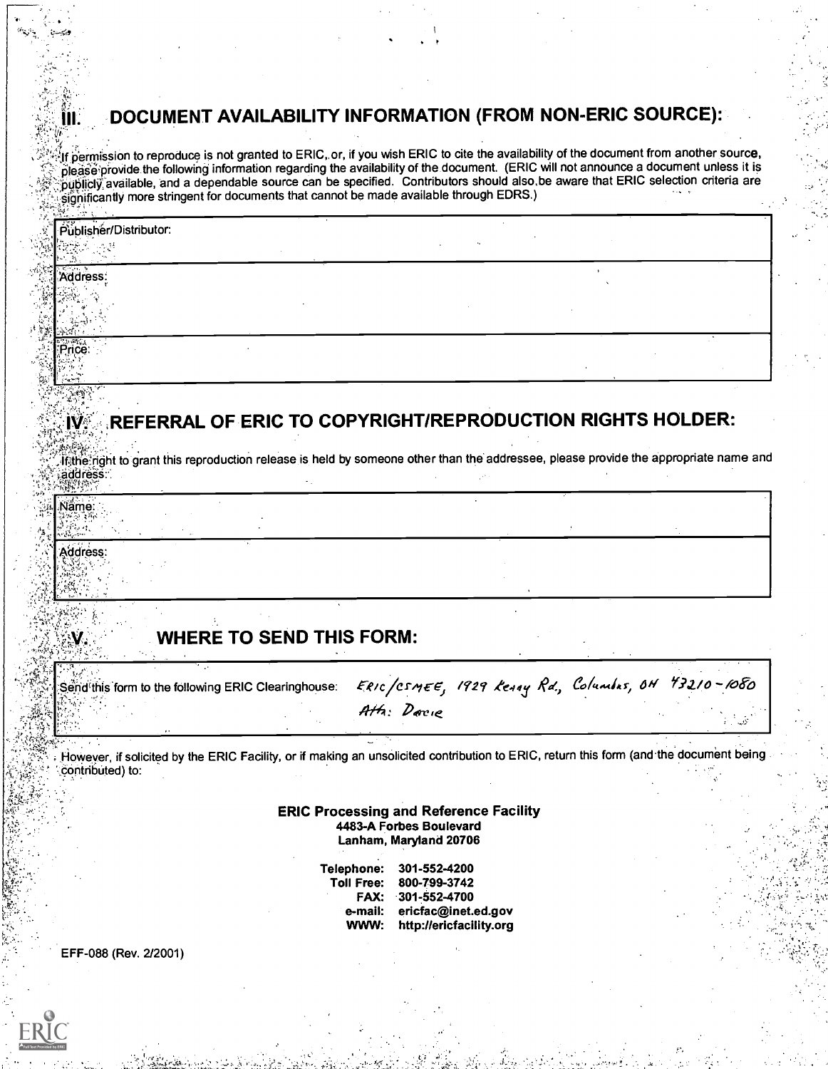## III. DOCUMENT AVAILABILITY INFORMATION (FROM NON-ERIC SOURCE):

If permission to reproduce is not granted to ERIC, or, if you wish ERIC to cite the availability of the document from another source, please provide the following information regarding the availability of the document. (ERIC will not announce a document unless it is publicly available, and a dependable source can be specified. Contributors should also be aware that ERIC selection criteria are significantly more stringent for documents that cannot be made available through EDRS.)

| | |
|---|---|
| Publisher/Distributor: | |
| Address: | |
| Price: | |

## IV. REFERRAL OF ERIC TO COPYRIGHT/REPRODUCTION RIGHTS HOLDER:

If the right to grant this reproduction release is held by someone other than the addressee, please provide the appropriate name and address:

| | |
|---|---|
| Name: | |
| Address: | |

## V. WHERE TO SEND THIS FORM:

| | |
|---|---|
| Send this form to the following ERIC Clearinghouse: | ERIC/CSMEE, 1929 Kenny Rd., Columbus, OH 43210-1080 Attn: Darcie |

However, if solicited by the ERIC Facility, or if making an unsolicited contribution to ERIC, return this form (and the document being contributed) to:

**ERIC Processing and Reference Facility**
**4483-A Forbes Boulevard**
**Lanham, Maryland 20706**

**Telephone:** 301-552-4200
**Toll Free:** 800-799-3742
**FAX:** 301-552-4700
**e-mail:** ericfac@inet.ed.gov
**WWW:** http://ericfacility.org

EFF-088 (Rev. 2/2001)